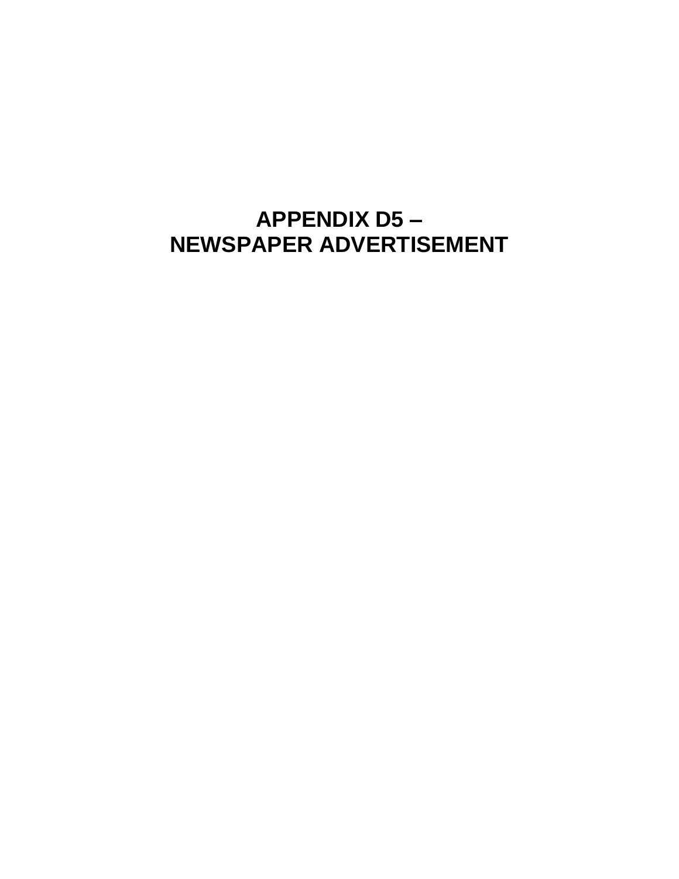# APPENDIX D5 – NEWSPAPER ADVERTISEMENT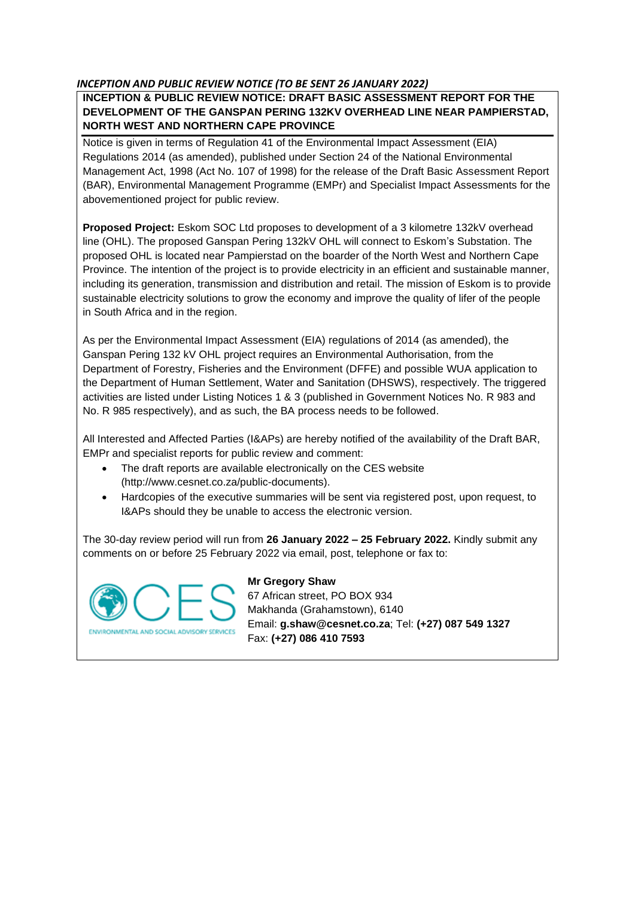***INCEPTION AND PUBLIC REVIEW NOTICE (TO BE SENT 26 JANUARY 2022)***

**INCEPTION & PUBLIC REVIEW NOTICE: DRAFT BASIC ASSESSMENT REPORT FOR THE DEVELOPMENT OF THE GANSPAN PERING 132KV OVERHEAD LINE NEAR PAMPIERSTAD, NORTH WEST AND NORTHERN CAPE PROVINCE**

Notice is given in terms of Regulation 41 of the Environmental Impact Assessment (EIA) Regulations 2014 (as amended), published under Section 24 of the National Environmental Management Act, 1998 (Act No. 107 of 1998) for the release of the Draft Basic Assessment Report (BAR), Environmental Management Programme (EMPr) and Specialist Impact Assessments for the abovementioned project for public review.

**Proposed Project:** Eskom SOC Ltd proposes to development of a 3 kilometre 132kV overhead line (OHL). The proposed Ganspan Pering 132kV OHL will connect to Eskom's Substation. The proposed OHL is located near Pampierstad on the boarder of the North West and Northern Cape Province. The intention of the project is to provide electricity in an efficient and sustainable manner, including its generation, transmission and distribution and retail. The mission of Eskom is to provide sustainable electricity solutions to grow the economy and improve the quality of lifer of the people in South Africa and in the region.

As per the Environmental Impact Assessment (EIA) regulations of 2014 (as amended), the Ganspan Pering 132 kV OHL project requires an Environmental Authorisation, from the Department of Forestry, Fisheries and the Environment (DFFE) and possible WUA application to the Department of Human Settlement, Water and Sanitation (DHSWS), respectively. The triggered activities are listed under Listing Notices 1 & 3 (published in Government Notices No. R 983 and No. R 985 respectively), and as such, the BA process needs to be followed.

All Interested and Affected Parties (I&APs) are hereby notified of the availability of the Draft BAR, EMPr and specialist reports for public review and comment:

- The draft reports are available electronically on the CES website (http://www.cesnet.co.za/public-documents).
- Hardcopies of the executive summaries will be sent via registered post, upon request, to I&APs should they be unable to access the electronic version.

The 30-day review period will run from **26 January 2022 – 25 February 2022.** Kindly submit any comments on or before 25 February 2022 via email, post, telephone or fax to:

CES
ENVIRONMENTAL AND SOCIAL ADVISORY SERVICES

**Mr Gregory Shaw**
67 African street, PO BOX 934
Makhanda (Grahamstown), 6140
Email: **g.shaw@cesnet.co.za**; Tel: **(+27) 087 549 1327**
Fax: **(+27) 086 410 7593**